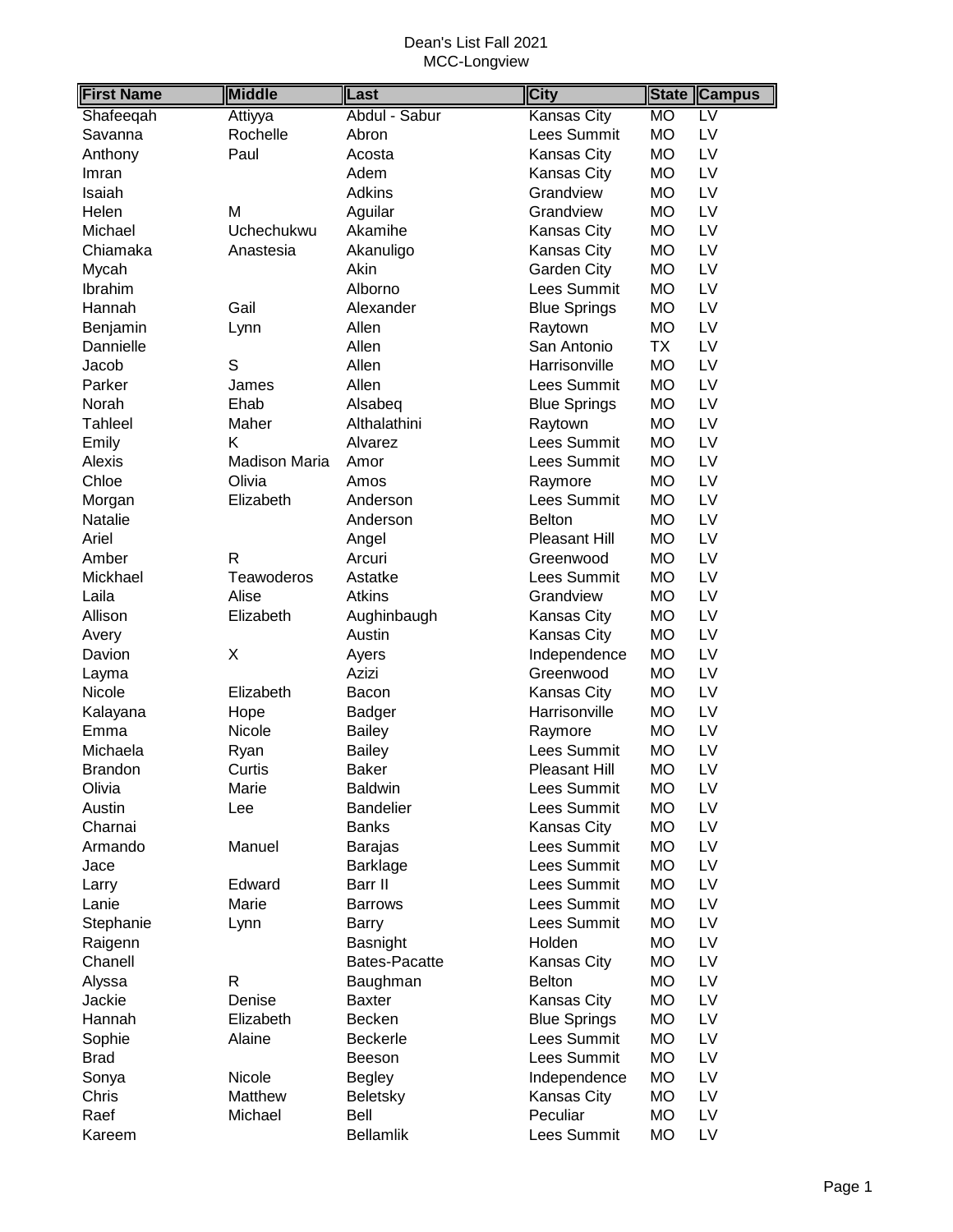# Dean's List Fall 2021
## MCC-Longview

| First Name | Middle | Last | City | State | Campus |
|---|---|---|---|---|---|
| Shafeeqah | Attiyya | Abdul - Sabur | Kansas City | MO | LV |
| Savanna | Rochelle | Abron | Lees Summit | MO | LV |
| Anthony | Paul | Acosta | Kansas City | MO | LV |
| Imran | | Adem | Kansas City | MO | LV |
| Isaiah | | Adkins | Grandview | MO | LV |
| Helen | M | Aguilar | Grandview | MO | LV |
| Michael | Uchechukwu | Akamihe | Kansas City | MO | LV |
| Chiamaka | Anastesia | Akanuligo | Kansas City | MO | LV |
| Mycah | | Akin | Garden City | MO | LV |
| Ibrahim | | Alborno | Lees Summit | MO | LV |
| Hannah | Gail | Alexander | Blue Springs | MO | LV |
| Benjamin | Lynn | Allen | Raytown | MO | LV |
| Dannielle | | Allen | San Antonio | TX | LV |
| Jacob | S | Allen | Harrisonville | MO | LV |
| Parker | James | Allen | Lees Summit | MO | LV |
| Norah | Ehab | Alsabeq | Blue Springs | MO | LV |
| Tahleel | Maher | Althalathini | Raytown | MO | LV |
| Emily | K | Alvarez | Lees Summit | MO | LV |
| Alexis | Madison Maria | Amor | Lees Summit | MO | LV |
| Chloe | Olivia | Amos | Raymore | MO | LV |
| Morgan | Elizabeth | Anderson | Lees Summit | MO | LV |
| Natalie | | Anderson | Belton | MO | LV |
| Ariel | | Angel | Pleasant Hill | MO | LV |
| Amber | R | Arcuri | Greenwood | MO | LV |
| Mickhael | Teawoderos | Astatke | Lees Summit | MO | LV |
| Laila | Alise | Atkins | Grandview | MO | LV |
| Allison | Elizabeth | Aughinbaugh | Kansas City | MO | LV |
| Avery | | Austin | Kansas City | MO | LV |
| Davion | X | Ayers | Independence | MO | LV |
| Layma | | Azizi | Greenwood | MO | LV |
| Nicole | Elizabeth | Bacon | Kansas City | MO | LV |
| Kalayana | Hope | Badger | Harrisonville | MO | LV |
| Emma | Nicole | Bailey | Raymore | MO | LV |
| Michaela | Ryan | Bailey | Lees Summit | MO | LV |
| Brandon | Curtis | Baker | Pleasant Hill | MO | LV |
| Olivia | Marie | Baldwin | Lees Summit | MO | LV |
| Austin | Lee | Bandelier | Lees Summit | MO | LV |
| Charnai | | Banks | Kansas City | MO | LV |
| Armando | Manuel | Barajas | Lees Summit | MO | LV |
| Jace | | Barklage | Lees Summit | MO | LV |
| Larry | Edward | Barr II | Lees Summit | MO | LV |
| Lanie | Marie | Barrows | Lees Summit | MO | LV |
| Stephanie | Lynn | Barry | Lees Summit | MO | LV |
| Raigenn | | Basnight | Holden | MO | LV |
| Chanell | | Bates-Pacatte | Kansas City | MO | LV |
| Alyssa | R | Baughman | Belton | MO | LV |
| Jackie | Denise | Baxter | Kansas City | MO | LV |
| Hannah | Elizabeth | Becken | Blue Springs | MO | LV |
| Sophie | Alaine | Beckerle | Lees Summit | MO | LV |
| Brad | | Beeson | Lees Summit | MO | LV |
| Sonya | Nicole | Begley | Independence | MO | LV |
| Chris | Matthew | Beletsky | Kansas City | MO | LV |
| Raef | Michael | Bell | Peculiar | MO | LV |
| Kareem | | Bellamlik | Lees Summit | MO | LV |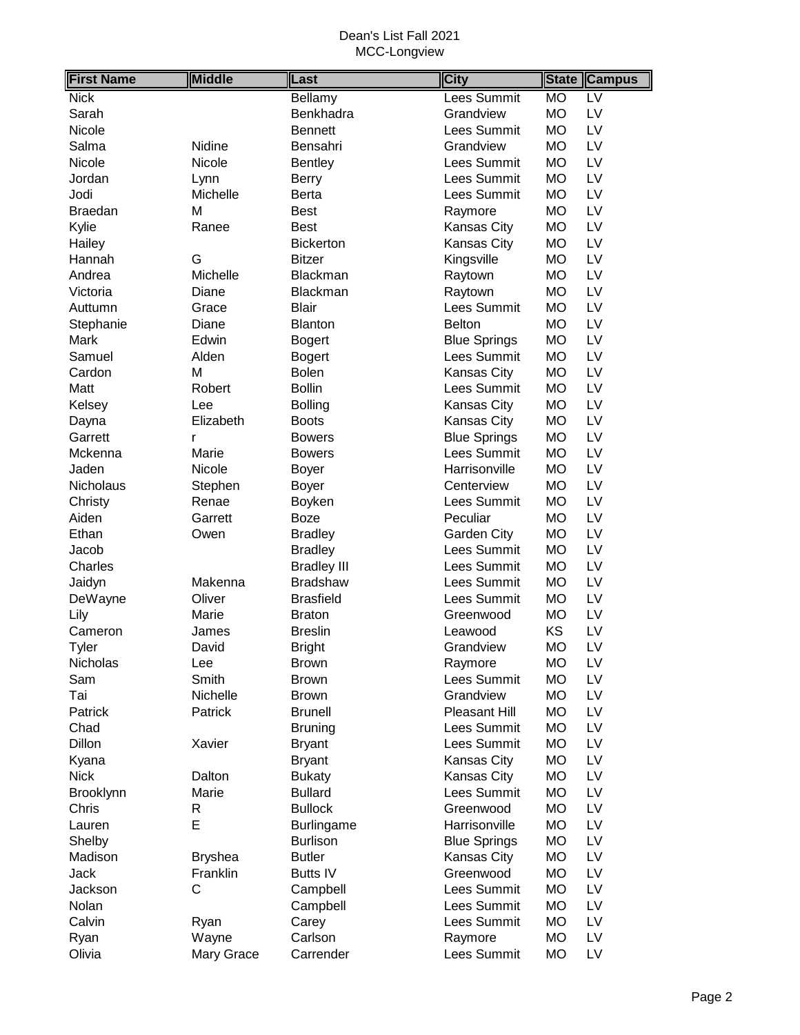Dean's List Fall 2021
MCC-Longview

| First Name | Middle | Last | City | State | Campus |
|---|---|---|---|---|---|
| Nick | | Bellamy | Lees Summit | MO | LV |
| Sarah | | Benkhadra | Grandview | MO | LV |
| Nicole | | Bennett | Lees Summit | MO | LV |
| Salma | Nidine | Bensahri | Grandview | MO | LV |
| Nicole | Nicole | Bentley | Lees Summit | MO | LV |
| Jordan | Lynn | Berry | Lees Summit | MO | LV |
| Jodi | Michelle | Berta | Lees Summit | MO | LV |
| Braedan | M | Best | Raymore | MO | LV |
| Kylie | Ranee | Best | Kansas City | MO | LV |
| Hailey | | Bickerton | Kansas City | MO | LV |
| Hannah | G | Bitzer | Kingsville | MO | LV |
| Andrea | Michelle | Blackman | Raytown | MO | LV |
| Victoria | Diane | Blackman | Raytown | MO | LV |
| Auttumn | Grace | Blair | Lees Summit | MO | LV |
| Stephanie | Diane | Blanton | Belton | MO | LV |
| Mark | Edwin | Bogert | Blue Springs | MO | LV |
| Samuel | Alden | Bogert | Lees Summit | MO | LV |
| Cardon | M | Bolen | Kansas City | MO | LV |
| Matt | Robert | Bollin | Lees Summit | MO | LV |
| Kelsey | Lee | Bolling | Kansas City | MO | LV |
| Dayna | Elizabeth | Boots | Kansas City | MO | LV |
| Garrett | r | Bowers | Blue Springs | MO | LV |
| Mckenna | Marie | Bowers | Lees Summit | MO | LV |
| Jaden | Nicole | Boyer | Harrisonville | MO | LV |
| Nicholaus | Stephen | Boyer | Centerview | MO | LV |
| Christy | Renae | Boyken | Lees Summit | MO | LV |
| Aiden | Garrett | Boze | Peculiar | MO | LV |
| Ethan | Owen | Bradley | Garden City | MO | LV |
| Jacob | | Bradley | Lees Summit | MO | LV |
| Charles | | Bradley III | Lees Summit | MO | LV |
| Jaidyn | Makenna | Bradshaw | Lees Summit | MO | LV |
| DeWayne | Oliver | Brasfield | Lees Summit | MO | LV |
| Lily | Marie | Braton | Greenwood | MO | LV |
| Cameron | James | Breslin | Leawood | KS | LV |
| Tyler | David | Bright | Grandview | MO | LV |
| Nicholas | Lee | Brown | Raymore | MO | LV |
| Sam | Smith | Brown | Lees Summit | MO | LV |
| Tai | Nichelle | Brown | Grandview | MO | LV |
| Patrick | Patrick | Brunell | Pleasant Hill | MO | LV |
| Chad | | Bruning | Lees Summit | MO | LV |
| Dillon | Xavier | Bryant | Lees Summit | MO | LV |
| Kyana | | Bryant | Kansas City | MO | LV |
| Nick | Dalton | Bukaty | Kansas City | MO | LV |
| Brooklynn | Marie | Bullard | Lees Summit | MO | LV |
| Chris | R | Bullock | Greenwood | MO | LV |
| Lauren | E | Burlingame | Harrisonville | MO | LV |
| Shelby | | Burlison | Blue Springs | MO | LV |
| Madison | Bryshea | Butler | Kansas City | MO | LV |
| Jack | Franklin | Butts IV | Greenwood | MO | LV |
| Jackson | C | Campbell | Lees Summit | MO | LV |
| Nolan | | Campbell | Lees Summit | MO | LV |
| Calvin | Ryan | Carey | Lees Summit | MO | LV |
| Ryan | Wayne | Carlson | Raymore | MO | LV |
| Olivia | Mary Grace | Carrender | Lees Summit | MO | LV |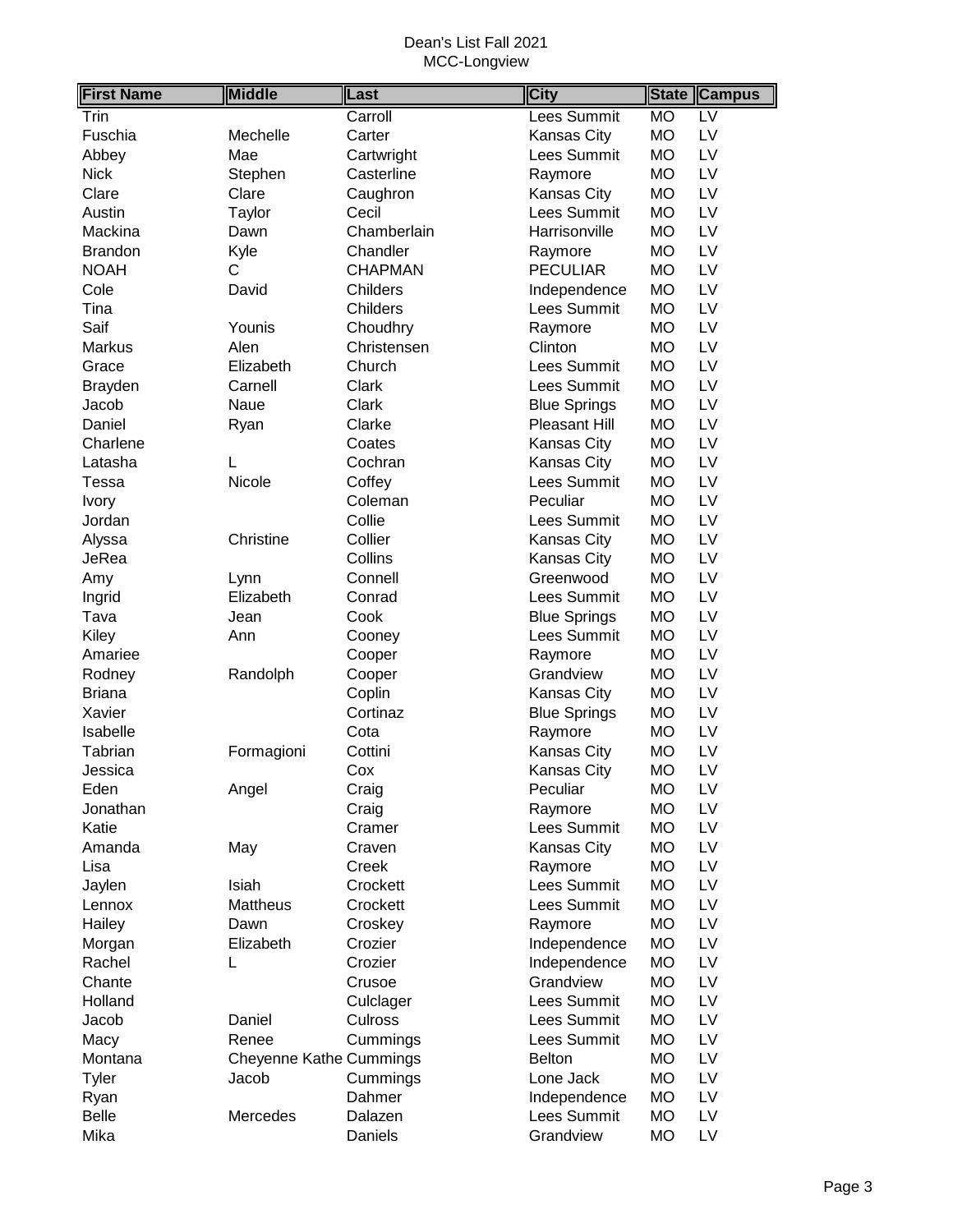Dean's List Fall 2021
MCC-Longview

| First Name | Middle | Last | City | State | Campus |
|---|---|---|---|---|---|
| Trin | | Carroll | Lees Summit | MO | LV |
| Fuschia | Mechelle | Carter | Kansas City | MO | LV |
| Abbey | Mae | Cartwright | Lees Summit | MO | LV |
| Nick | Stephen | Casterline | Raymore | MO | LV |
| Clare | Clare | Caughron | Kansas City | MO | LV |
| Austin | Taylor | Cecil | Lees Summit | MO | LV |
| Mackina | Dawn | Chamberlain | Harrisonville | MO | LV |
| Brandon | Kyle | Chandler | Raymore | MO | LV |
| NOAH | C | CHAPMAN | PECULIAR | MO | LV |
| Cole | David | Childers | Independence | MO | LV |
| Tina | | Childers | Lees Summit | MO | LV |
| Saif | Younis | Choudhry | Raymore | MO | LV |
| Markus | Alen | Christensen | Clinton | MO | LV |
| Grace | Elizabeth | Church | Lees Summit | MO | LV |
| Brayden | Carnell | Clark | Lees Summit | MO | LV |
| Jacob | Naue | Clark | Blue Springs | MO | LV |
| Daniel | Ryan | Clarke | Pleasant Hill | MO | LV |
| Charlene | | Coates | Kansas City | MO | LV |
| Latasha | L | Cochran | Kansas City | MO | LV |
| Tessa | Nicole | Coffey | Lees Summit | MO | LV |
| Ivory | | Coleman | Peculiar | MO | LV |
| Jordan | | Collie | Lees Summit | MO | LV |
| Alyssa | Christine | Collier | Kansas City | MO | LV |
| JeRea | | Collins | Kansas City | MO | LV |
| Amy | Lynn | Connell | Greenwood | MO | LV |
| Ingrid | Elizabeth | Conrad | Lees Summit | MO | LV |
| Tava | Jean | Cook | Blue Springs | MO | LV |
| Kiley | Ann | Cooney | Lees Summit | MO | LV |
| Amariee | | Cooper | Raymore | MO | LV |
| Rodney | Randolph | Cooper | Grandview | MO | LV |
| Briana | | Coplin | Kansas City | MO | LV |
| Xavier | | Cortinaz | Blue Springs | MO | LV |
| Isabelle | | Cota | Raymore | MO | LV |
| Tabrian | Formagioni | Cottini | Kansas City | MO | LV |
| Jessica | | Cox | Kansas City | MO | LV |
| Eden | Angel | Craig | Peculiar | MO | LV |
| Jonathan | | Craig | Raymore | MO | LV |
| Katie | | Cramer | Lees Summit | MO | LV |
| Amanda | May | Craven | Kansas City | MO | LV |
| Lisa | | Creek | Raymore | MO | LV |
| Jaylen | Isiah | Crockett | Lees Summit | MO | LV |
| Lennox | Mattheus | Crockett | Lees Summit | MO | LV |
| Hailey | Dawn | Croskey | Raymore | MO | LV |
| Morgan | Elizabeth | Crozier | Independence | MO | LV |
| Rachel | L | Crozier | Independence | MO | LV |
| Chante | | Crusoe | Grandview | MO | LV |
| Holland | | Culclager | Lees Summit | MO | LV |
| Jacob | Daniel | Culross | Lees Summit | MO | LV |
| Macy | Renee | Cummings | Lees Summit | MO | LV |
| Montana | Cheyenne Kathe | Cummings | Belton | MO | LV |
| Tyler | Jacob | Cummings | Lone Jack | MO | LV |
| Ryan | | Dahmer | Independence | MO | LV |
| Belle | Mercedes | Dalazen | Lees Summit | MO | LV |
| Mika | | Daniels | Grandview | MO | LV |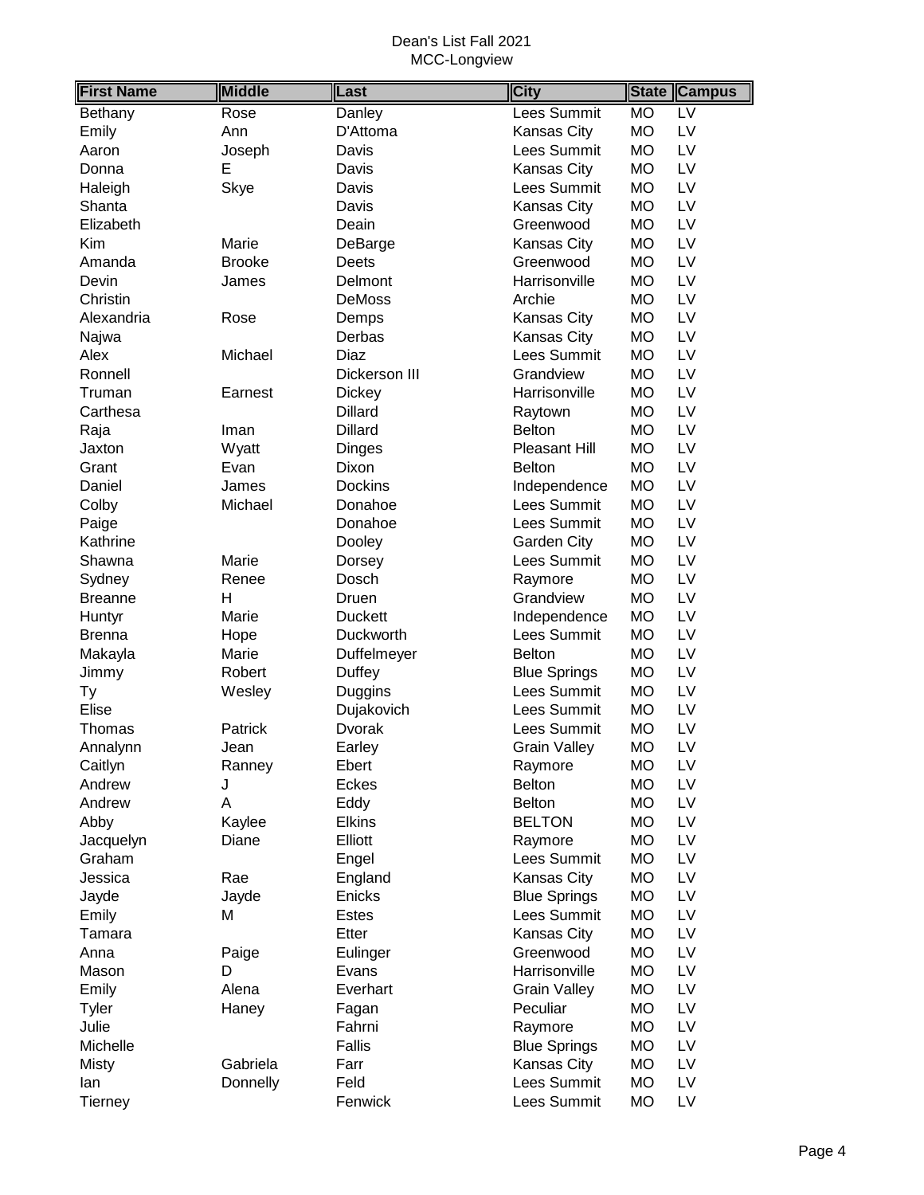Dean's List Fall 2021
MCC-Longview

| First Name | Middle | Last | City | State | Campus |
|---|---|---|---|---|---|
| Bethany | Rose | Danley | Lees Summit | MO | LV |
| Emily | Ann | D'Attoma | Kansas City | MO | LV |
| Aaron | Joseph | Davis | Lees Summit | MO | LV |
| Donna | E | Davis | Kansas City | MO | LV |
| Haleigh | Skye | Davis | Lees Summit | MO | LV |
| Shanta | | Davis | Kansas City | MO | LV |
| Elizabeth | | Deain | Greenwood | MO | LV |
| Kim | Marie | DeBarge | Kansas City | MO | LV |
| Amanda | Brooke | Deets | Greenwood | MO | LV |
| Devin | James | Delmont | Harrisonville | MO | LV |
| Christin | | DeMoss | Archie | MO | LV |
| Alexandria | Rose | Demps | Kansas City | MO | LV |
| Najwa | | Derbas | Kansas City | MO | LV |
| Alex | Michael | Diaz | Lees Summit | MO | LV |
| Ronnell | | Dickerson III | Grandview | MO | LV |
| Truman | Earnest | Dickey | Harrisonville | MO | LV |
| Carthesa | | Dillard | Raytown | MO | LV |
| Raja | Iman | Dillard | Belton | MO | LV |
| Jaxton | Wyatt | Dinges | Pleasant Hill | MO | LV |
| Grant | Evan | Dixon | Belton | MO | LV |
| Daniel | James | Dockins | Independence | MO | LV |
| Colby | Michael | Donahoe | Lees Summit | MO | LV |
| Paige | | Donahoe | Lees Summit | MO | LV |
| Kathrine | | Dooley | Garden City | MO | LV |
| Shawna | Marie | Dorsey | Lees Summit | MO | LV |
| Sydney | Renee | Dosch | Raymore | MO | LV |
| Breanne | H | Druen | Grandview | MO | LV |
| Huntyr | Marie | Duckett | Independence | MO | LV |
| Brenna | Hope | Duckworth | Lees Summit | MO | LV |
| Makayla | Marie | Duffelmeyer | Belton | MO | LV |
| Jimmy | Robert | Duffey | Blue Springs | MO | LV |
| Ty | Wesley | Duggins | Lees Summit | MO | LV |
| Elise | | Dujakovich | Lees Summit | MO | LV |
| Thomas | Patrick | Dvorak | Lees Summit | MO | LV |
| Annalynn | Jean | Earley | Grain Valley | MO | LV |
| Caitlyn | Ranney | Ebert | Raymore | MO | LV |
| Andrew | J | Eckes | Belton | MO | LV |
| Andrew | A | Eddy | Belton | MO | LV |
| Abby | Kaylee | Elkins | BELTON | MO | LV |
| Jacquelyn | Diane | Elliott | Raymore | MO | LV |
| Graham | | Engel | Lees Summit | MO | LV |
| Jessica | Rae | England | Kansas City | MO | LV |
| Jayde | Jayde | Enicks | Blue Springs | MO | LV |
| Emily | M | Estes | Lees Summit | MO | LV |
| Tamara | | Etter | Kansas City | MO | LV |
| Anna | Paige | Eulinger | Greenwood | MO | LV |
| Mason | D | Evans | Harrisonville | MO | LV |
| Emily | Alena | Everhart | Grain Valley | MO | LV |
| Tyler | Haney | Fagan | Peculiar | MO | LV |
| Julie | | Fahrni | Raymore | MO | LV |
| Michelle | | Fallis | Blue Springs | MO | LV |
| Misty | Gabriela | Farr | Kansas City | MO | LV |
| Ian | Donnelly | Feld | Lees Summit | MO | LV |
| Tierney | | Fenwick | Lees Summit | MO | LV |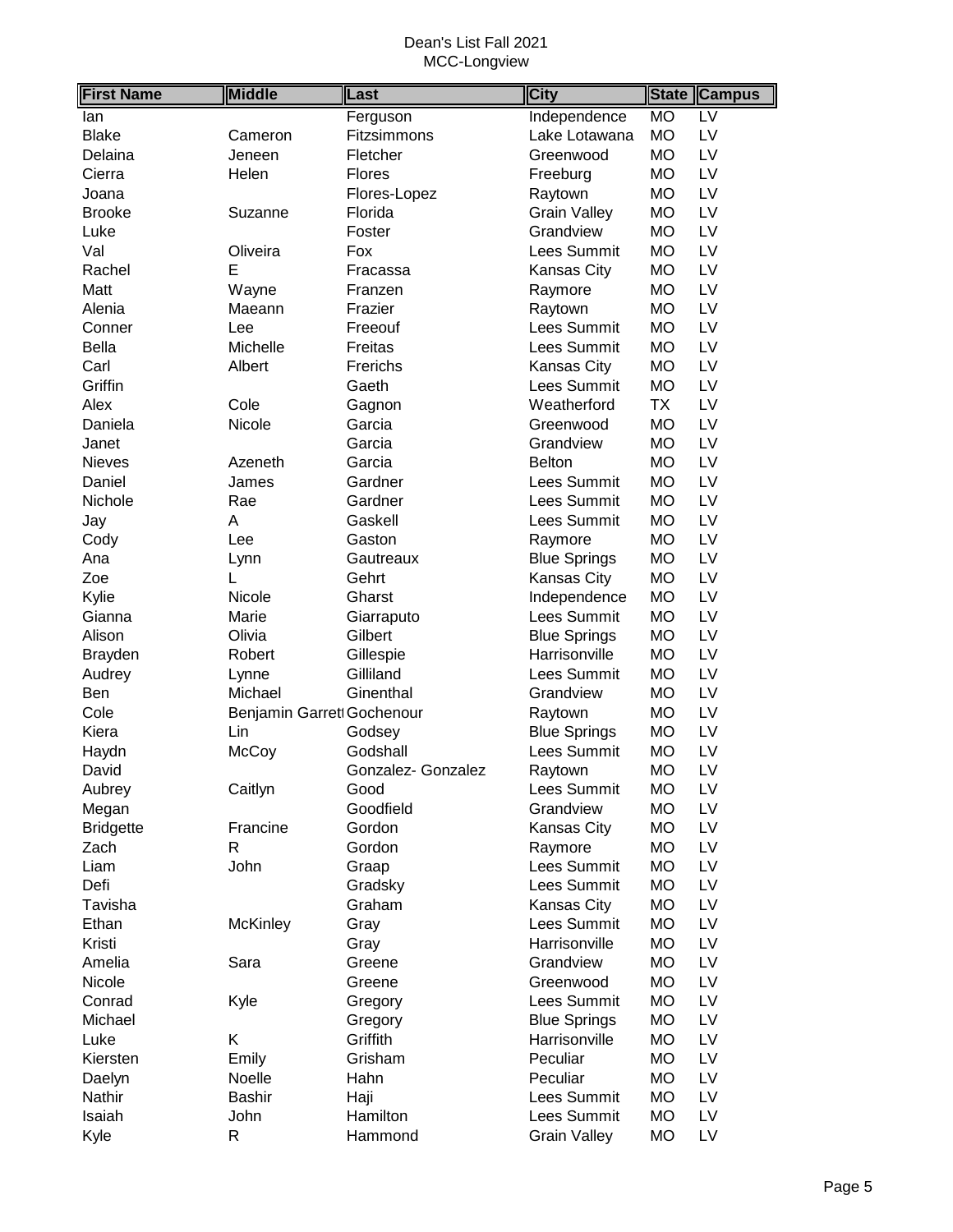Dean's List Fall 2021
MCC-Longview

| First Name | Middle | Last | City | State | Campus |
|---|---|---|---|---|---|
| Ian | | Ferguson | Independence | MO | LV |
| Blake | Cameron | Fitzsimmons | Lake Lotawana | MO | LV |
| Delaina | Jeneen | Fletcher | Greenwood | MO | LV |
| Cierra | Helen | Flores | Freeburg | MO | LV |
| Joana | | Flores-Lopez | Raytown | MO | LV |
| Brooke | Suzanne | Florida | Grain Valley | MO | LV |
| Luke | | Foster | Grandview | MO | LV |
| Val | Oliveira | Fox | Lees Summit | MO | LV |
| Rachel | E | Fracassa | Kansas City | MO | LV |
| Matt | Wayne | Franzen | Raymore | MO | LV |
| Alenia | Maeann | Frazier | Raytown | MO | LV |
| Conner | Lee | Freeouf | Lees Summit | MO | LV |
| Bella | Michelle | Freitas | Lees Summit | MO | LV |
| Carl | Albert | Frerichs | Kansas City | MO | LV |
| Griffin | | Gaeth | Lees Summit | MO | LV |
| Alex | Cole | Gagnon | Weatherford | TX | LV |
| Daniela | Nicole | Garcia | Greenwood | MO | LV |
| Janet | | Garcia | Grandview | MO | LV |
| Nieves | Azeneth | Garcia | Belton | MO | LV |
| Daniel | James | Gardner | Lees Summit | MO | LV |
| Nichole | Rae | Gardner | Lees Summit | MO | LV |
| Jay | A | Gaskell | Lees Summit | MO | LV |
| Cody | Lee | Gaston | Raymore | MO | LV |
| Ana | Lynn | Gautreaux | Blue Springs | MO | LV |
| Zoe | L | Gehrt | Kansas City | MO | LV |
| Kylie | Nicole | Gharst | Independence | MO | LV |
| Gianna | Marie | Giarraputo | Lees Summit | MO | LV |
| Alison | Olivia | Gilbert | Blue Springs | MO | LV |
| Brayden | Robert | Gillespie | Harrisonville | MO | LV |
| Audrey | Lynne | Gilliland | Lees Summit | MO | LV |
| Ben | Michael | Ginenthal | Grandview | MO | LV |
| Cole | Benjamin Garrett | Gochenour | Raytown | MO | LV |
| Kiera | Lin | Godsey | Blue Springs | MO | LV |
| Haydn | McCoy | Godshall | Lees Summit | MO | LV |
| David | | Gonzalez- Gonzalez | Raytown | MO | LV |
| Aubrey | Caitlyn | Good | Lees Summit | MO | LV |
| Megan | | Goodfield | Grandview | MO | LV |
| Bridgette | Francine | Gordon | Kansas City | MO | LV |
| Zach | R | Gordon | Raymore | MO | LV |
| Liam | John | Graap | Lees Summit | MO | LV |
| Defi | | Gradsky | Lees Summit | MO | LV |
| Tavisha | | Graham | Kansas City | MO | LV |
| Ethan | McKinley | Gray | Lees Summit | MO | LV |
| Kristi | | Gray | Harrisonville | MO | LV |
| Amelia | Sara | Greene | Grandview | MO | LV |
| Nicole | | Greene | Greenwood | MO | LV |
| Conrad | Kyle | Gregory | Lees Summit | MO | LV |
| Michael | | Gregory | Blue Springs | MO | LV |
| Luke | K | Griffith | Harrisonville | MO | LV |
| Kiersten | Emily | Grisham | Peculiar | MO | LV |
| Daelyn | Noelle | Hahn | Peculiar | MO | LV |
| Nathir | Bashir | Haji | Lees Summit | MO | LV |
| Isaiah | John | Hamilton | Lees Summit | MO | LV |
| Kyle | R | Hammond | Grain Valley | MO | LV |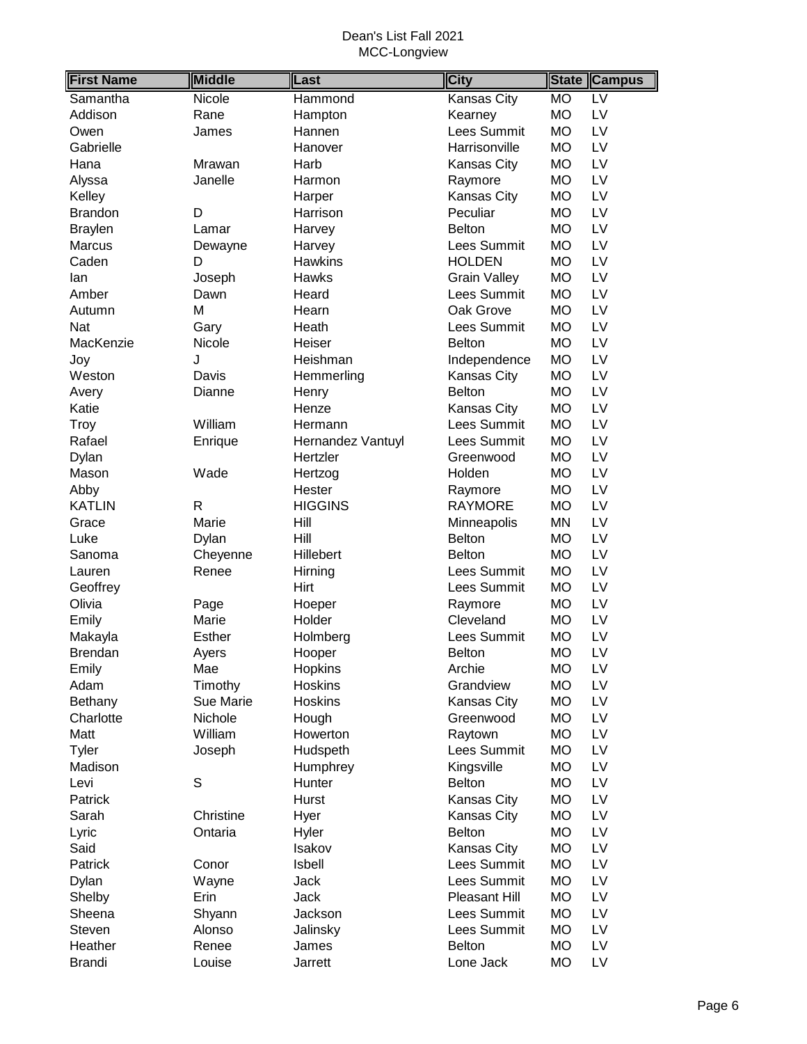Dean's List Fall 2021
MCC-Longview

| First Name | Middle | Last | City | State | Campus |
|---|---|---|---|---|---|
| Samantha | Nicole | Hammond | Kansas City | MO | LV |
| Addison | Rane | Hampton | Kearney | MO | LV |
| Owen | James | Hannen | Lees Summit | MO | LV |
| Gabrielle | | Hanover | Harrisonville | MO | LV |
| Hana | Mrawan | Harb | Kansas City | MO | LV |
| Alyssa | Janelle | Harmon | Raymore | MO | LV |
| Kelley | | Harper | Kansas City | MO | LV |
| Brandon | D | Harrison | Peculiar | MO | LV |
| Braylen | Lamar | Harvey | Belton | MO | LV |
| Marcus | Dewayne | Harvey | Lees Summit | MO | LV |
| Caden | D | Hawkins | HOLDEN | MO | LV |
| Ian | Joseph | Hawks | Grain Valley | MO | LV |
| Amber | Dawn | Heard | Lees Summit | MO | LV |
| Autumn | M | Hearn | Oak Grove | MO | LV |
| Nat | Gary | Heath | Lees Summit | MO | LV |
| MacKenzie | Nicole | Heiser | Belton | MO | LV |
| Joy | J | Heishman | Independence | MO | LV |
| Weston | Davis | Hemmerling | Kansas City | MO | LV |
| Avery | Dianne | Henry | Belton | MO | LV |
| Katie | | Henze | Kansas City | MO | LV |
| Troy | William | Hermann | Lees Summit | MO | LV |
| Rafael | Enrique | Hernandez Vantuyl | Lees Summit | MO | LV |
| Dylan | | Hertzler | Greenwood | MO | LV |
| Mason | Wade | Hertzog | Holden | MO | LV |
| Abby | | Hester | Raymore | MO | LV |
| KATLIN | R | HIGGINS | RAYMORE | MO | LV |
| Grace | Marie | Hill | Minneapolis | MN | LV |
| Luke | Dylan | Hill | Belton | MO | LV |
| Sanoma | Cheyenne | Hillebert | Belton | MO | LV |
| Lauren | Renee | Hirning | Lees Summit | MO | LV |
| Geoffrey | | Hirt | Lees Summit | MO | LV |
| Olivia | Page | Hoeper | Raymore | MO | LV |
| Emily | Marie | Holder | Cleveland | MO | LV |
| Makayla | Esther | Holmberg | Lees Summit | MO | LV |
| Brendan | Ayers | Hooper | Belton | MO | LV |
| Emily | Mae | Hopkins | Archie | MO | LV |
| Adam | Timothy | Hoskins | Grandview | MO | LV |
| Bethany | Sue Marie | Hoskins | Kansas City | MO | LV |
| Charlotte | Nichole | Hough | Greenwood | MO | LV |
| Matt | William | Howerton | Raytown | MO | LV |
| Tyler | Joseph | Hudspeth | Lees Summit | MO | LV |
| Madison | | Humphrey | Kingsville | MO | LV |
| Levi | S | Hunter | Belton | MO | LV |
| Patrick | | Hurst | Kansas City | MO | LV |
| Sarah | Christine | Hyer | Kansas City | MO | LV |
| Lyric | Ontaria | Hyler | Belton | MO | LV |
| Said | | Isakov | Kansas City | MO | LV |
| Patrick | Conor | Isbell | Lees Summit | MO | LV |
| Dylan | Wayne | Jack | Lees Summit | MO | LV |
| Shelby | Erin | Jack | Pleasant Hill | MO | LV |
| Sheena | Shyann | Jackson | Lees Summit | MO | LV |
| Steven | Alonso | Jalinsky | Lees Summit | MO | LV |
| Heather | Renee | James | Belton | MO | LV |
| Brandi | Louise | Jarrett | Lone Jack | MO | LV |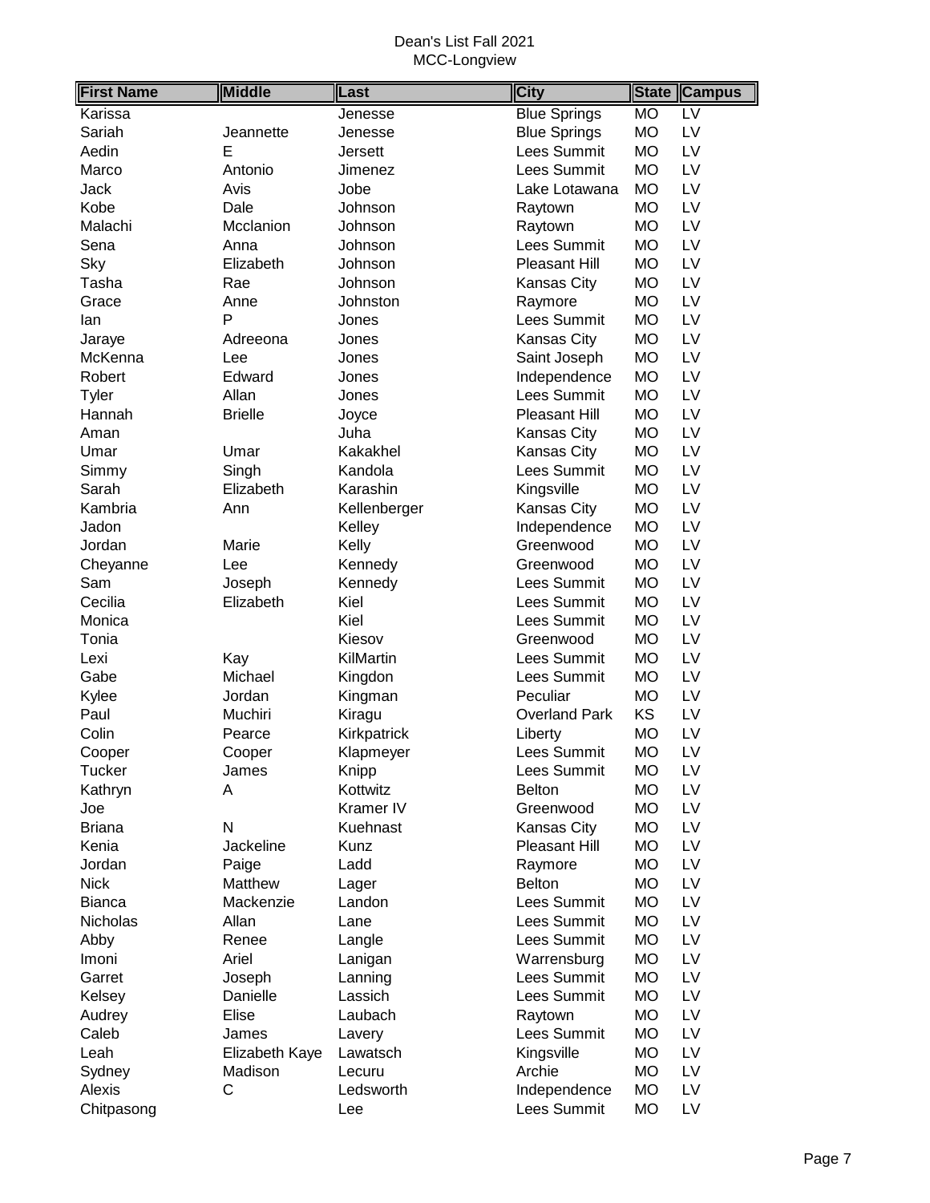Dean's List Fall 2021
MCC-Longview

| First Name | Middle | Last | City | State | Campus |
|---|---|---|---|---|---|
| Karissa | | Jenesse | Blue Springs | MO | LV |
| Sariah | Jeannette | Jenesse | Blue Springs | MO | LV |
| Aedin | E | Jersett | Lees Summit | MO | LV |
| Marco | Antonio | Jimenez | Lees Summit | MO | LV |
| Jack | Avis | Jobe | Lake Lotawana | MO | LV |
| Kobe | Dale | Johnson | Raytown | MO | LV |
| Malachi | Mcclanion | Johnson | Raytown | MO | LV |
| Sena | Anna | Johnson | Lees Summit | MO | LV |
| Sky | Elizabeth | Johnson | Pleasant Hill | MO | LV |
| Tasha | Rae | Johnson | Kansas City | MO | LV |
| Grace | Anne | Johnston | Raymore | MO | LV |
| Ian | P | Jones | Lees Summit | MO | LV |
| Jaraye | Adreeona | Jones | Kansas City | MO | LV |
| McKenna | Lee | Jones | Saint Joseph | MO | LV |
| Robert | Edward | Jones | Independence | MO | LV |
| Tyler | Allan | Jones | Lees Summit | MO | LV |
| Hannah | Brielle | Joyce | Pleasant Hill | MO | LV |
| Aman | | Juha | Kansas City | MO | LV |
| Umar | Umar | Kakakhel | Kansas City | MO | LV |
| Simmy | Singh | Kandola | Lees Summit | MO | LV |
| Sarah | Elizabeth | Karashin | Kingsville | MO | LV |
| Kambria | Ann | Kellenberger | Kansas City | MO | LV |
| Jadon | | Kelley | Independence | MO | LV |
| Jordan | Marie | Kelly | Greenwood | MO | LV |
| Cheyanne | Lee | Kennedy | Greenwood | MO | LV |
| Sam | Joseph | Kennedy | Lees Summit | MO | LV |
| Cecilia | Elizabeth | Kiel | Lees Summit | MO | LV |
| Monica | | Kiel | Lees Summit | MO | LV |
| Tonia | | Kiesov | Greenwood | MO | LV |
| Lexi | Kay | KilMartin | Lees Summit | MO | LV |
| Gabe | Michael | Kingdon | Lees Summit | MO | LV |
| Kylee | Jordan | Kingman | Peculiar | MO | LV |
| Paul | Muchiri | Kiragu | Overland Park | KS | LV |
| Colin | Pearce | Kirkpatrick | Liberty | MO | LV |
| Cooper | Cooper | Klapmeyer | Lees Summit | MO | LV |
| Tucker | James | Knipp | Lees Summit | MO | LV |
| Kathryn | A | Kottwitz | Belton | MO | LV |
| Joe | | Kramer IV | Greenwood | MO | LV |
| Briana | N | Kuehnast | Kansas City | MO | LV |
| Kenia | Jackeline | Kunz | Pleasant Hill | MO | LV |
| Jordan | Paige | Ladd | Raymore | MO | LV |
| Nick | Matthew | Lager | Belton | MO | LV |
| Bianca | Mackenzie | Landon | Lees Summit | MO | LV |
| Nicholas | Allan | Lane | Lees Summit | MO | LV |
| Abby | Renee | Langle | Lees Summit | MO | LV |
| Imoni | Ariel | Lanigan | Warrensburg | MO | LV |
| Garret | Joseph | Lanning | Lees Summit | MO | LV |
| Kelsey | Danielle | Lassich | Lees Summit | MO | LV |
| Audrey | Elise | Laubach | Raytown | MO | LV |
| Caleb | James | Lavery | Lees Summit | MO | LV |
| Leah | Elizabeth Kaye | Lawatsch | Kingsville | MO | LV |
| Sydney | Madison | Lecuru | Archie | MO | LV |
| Alexis | C | Ledsworth | Independence | MO | LV |
| Chitpasong | | Lee | Lees Summit | MO | LV |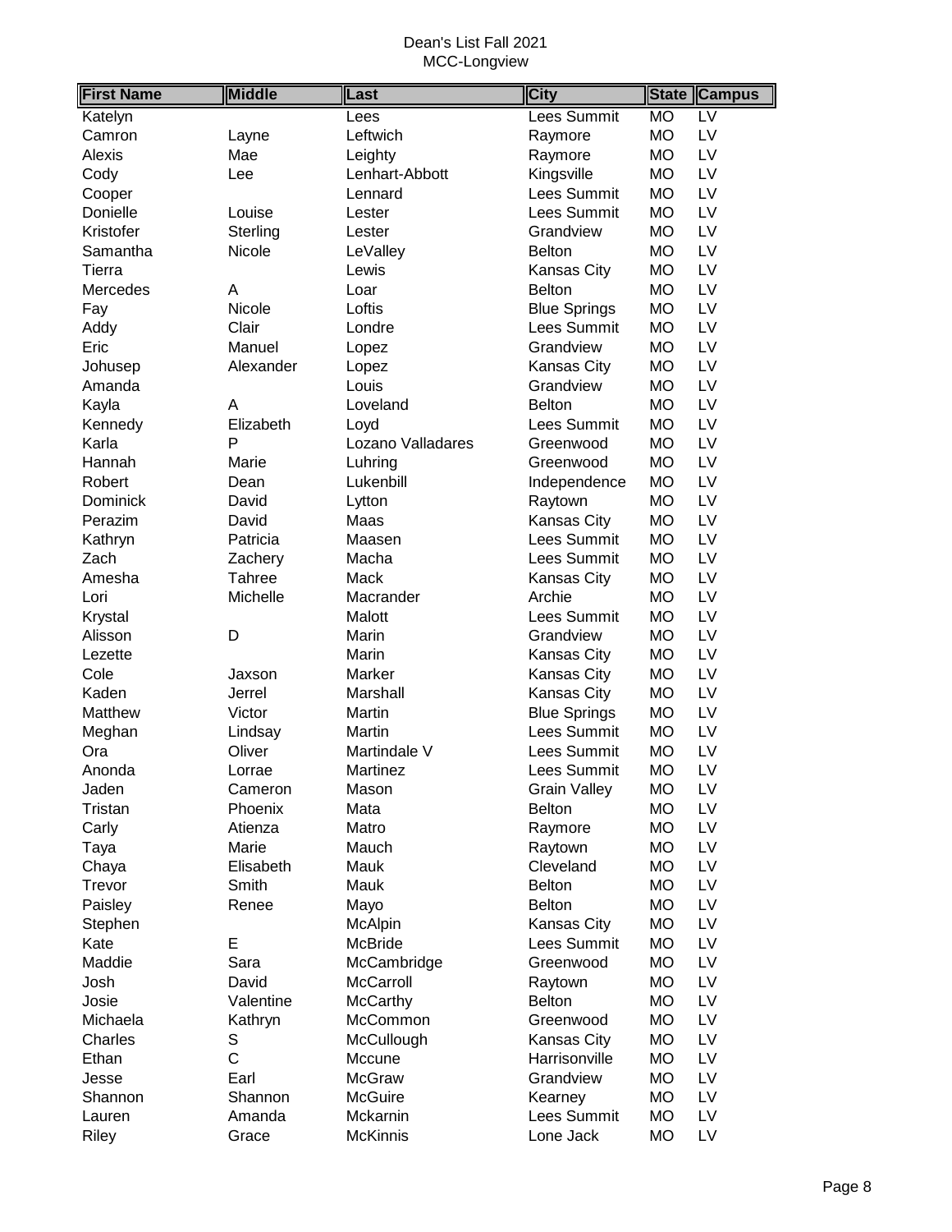Dean's List Fall 2021
MCC-Longview

| First Name | Middle | Last | City | State | Campus |
|---|---|---|---|---|---|
| Katelyn | | Lees | Lees Summit | MO | LV |
| Camron | Layne | Leftwich | Raymore | MO | LV |
| Alexis | Mae | Leighty | Raymore | MO | LV |
| Cody | Lee | Lenhart-Abbott | Kingsville | MO | LV |
| Cooper | | Lennard | Lees Summit | MO | LV |
| Donielle | Louise | Lester | Lees Summit | MO | LV |
| Kristofer | Sterling | Lester | Grandview | MO | LV |
| Samantha | Nicole | LeValley | Belton | MO | LV |
| Tierra | | Lewis | Kansas City | MO | LV |
| Mercedes | A | Loar | Belton | MO | LV |
| Fay | Nicole | Loftis | Blue Springs | MO | LV |
| Addy | Clair | Londre | Lees Summit | MO | LV |
| Eric | Manuel | Lopez | Grandview | MO | LV |
| Johusep | Alexander | Lopez | Kansas City | MO | LV |
| Amanda | | Louis | Grandview | MO | LV |
| Kayla | A | Loveland | Belton | MO | LV |
| Kennedy | Elizabeth | Loyd | Lees Summit | MO | LV |
| Karla | P | Lozano Valladares | Greenwood | MO | LV |
| Hannah | Marie | Luhring | Greenwood | MO | LV |
| Robert | Dean | Lukenbill | Independence | MO | LV |
| Dominick | David | Lytton | Raytown | MO | LV |
| Perazim | David | Maas | Kansas City | MO | LV |
| Kathryn | Patricia | Maasen | Lees Summit | MO | LV |
| Zach | Zachery | Macha | Lees Summit | MO | LV |
| Amesha | Tahree | Mack | Kansas City | MO | LV |
| Lori | Michelle | Macrander | Archie | MO | LV |
| Krystal | | Malott | Lees Summit | MO | LV |
| Alisson | D | Marin | Grandview | MO | LV |
| Lezette | | Marin | Kansas City | MO | LV |
| Cole | Jaxson | Marker | Kansas City | MO | LV |
| Kaden | Jerrel | Marshall | Kansas City | MO | LV |
| Matthew | Victor | Martin | Blue Springs | MO | LV |
| Meghan | Lindsay | Martin | Lees Summit | MO | LV |
| Ora | Oliver | Martindale V | Lees Summit | MO | LV |
| Anonda | Lorrae | Martinez | Lees Summit | MO | LV |
| Jaden | Cameron | Mason | Grain Valley | MO | LV |
| Tristan | Phoenix | Mata | Belton | MO | LV |
| Carly | Atienza | Matro | Raymore | MO | LV |
| Taya | Marie | Mauch | Raytown | MO | LV |
| Chaya | Elisabeth | Mauk | Cleveland | MO | LV |
| Trevor | Smith | Mauk | Belton | MO | LV |
| Paisley | Renee | Mayo | Belton | MO | LV |
| Stephen | | McAlpin | Kansas City | MO | LV |
| Kate | E | McBride | Lees Summit | MO | LV |
| Maddie | Sara | McCambridge | Greenwood | MO | LV |
| Josh | David | McCarroll | Raytown | MO | LV |
| Josie | Valentine | McCarthy | Belton | MO | LV |
| Michaela | Kathryn | McCommon | Greenwood | MO | LV |
| Charles | S | McCullough | Kansas City | MO | LV |
| Ethan | C | Mccune | Harrisonville | MO | LV |
| Jesse | Earl | McGraw | Grandview | MO | LV |
| Shannon | Shannon | McGuire | Kearney | MO | LV |
| Lauren | Amanda | Mckarnin | Lees Summit | MO | LV |
| Riley | Grace | McKinnis | Lone Jack | MO | LV |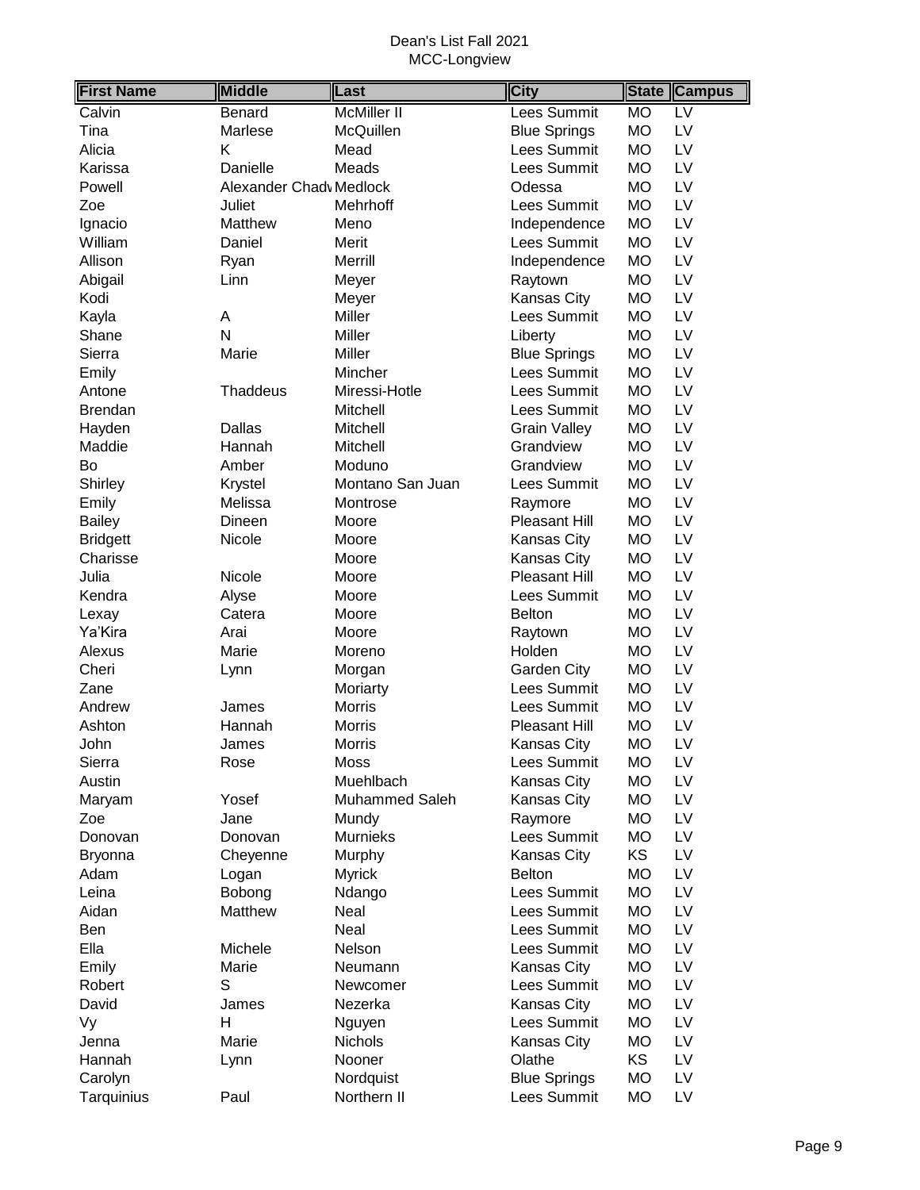Dean's List Fall 2021
MCC-Longview

| First Name | Middle | Last | City | State | Campus |
|---|---|---|---|---|---|
| Calvin | Benard | McMiller II | Lees Summit | MO | LV |
| Tina | Marlese | McQuillen | Blue Springs | MO | LV |
| Alicia | K | Mead | Lees Summit | MO | LV |
| Karissa | Danielle | Meads | Lees Summit | MO | LV |
| Powell | Alexander Chadw | Medlock | Odessa | MO | LV |
| Zoe | Juliet | Mehrhoff | Lees Summit | MO | LV |
| Ignacio | Matthew | Meno | Independence | MO | LV |
| William | Daniel | Merit | Lees Summit | MO | LV |
| Allison | Ryan | Merrill | Independence | MO | LV |
| Abigail | Linn | Meyer | Raytown | MO | LV |
| Kodi | | Meyer | Kansas City | MO | LV |
| Kayla | A | Miller | Lees Summit | MO | LV |
| Shane | N | Miller | Liberty | MO | LV |
| Sierra | Marie | Miller | Blue Springs | MO | LV |
| Emily | | Mincher | Lees Summit | MO | LV |
| Antone | Thaddeus | Miressi-Hotle | Lees Summit | MO | LV |
| Brendan | | Mitchell | Lees Summit | MO | LV |
| Hayden | Dallas | Mitchell | Grain Valley | MO | LV |
| Maddie | Hannah | Mitchell | Grandview | MO | LV |
| Bo | Amber | Moduno | Grandview | MO | LV |
| Shirley | Krystel | Montano San Juan | Lees Summit | MO | LV |
| Emily | Melissa | Montrose | Raymore | MO | LV |
| Bailey | Dineen | Moore | Pleasant Hill | MO | LV |
| Bridgett | Nicole | Moore | Kansas City | MO | LV |
| Charisse | | Moore | Kansas City | MO | LV |
| Julia | Nicole | Moore | Pleasant Hill | MO | LV |
| Kendra | Alyse | Moore | Lees Summit | MO | LV |
| Lexay | Catera | Moore | Belton | MO | LV |
| Ya'Kira | Arai | Moore | Raytown | MO | LV |
| Alexus | Marie | Moreno | Holden | MO | LV |
| Cheri | Lynn | Morgan | Garden City | MO | LV |
| Zane | | Moriarty | Lees Summit | MO | LV |
| Andrew | James | Morris | Lees Summit | MO | LV |
| Ashton | Hannah | Morris | Pleasant Hill | MO | LV |
| John | James | Morris | Kansas City | MO | LV |
| Sierra | Rose | Moss | Lees Summit | MO | LV |
| Austin | | Muehlbach | Kansas City | MO | LV |
| Maryam | Yosef | Muhammed Saleh | Kansas City | MO | LV |
| Zoe | Jane | Mundy | Raymore | MO | LV |
| Donovan | Donovan | Murnieks | Lees Summit | MO | LV |
| Bryonna | Cheyenne | Murphy | Kansas City | KS | LV |
| Adam | Logan | Myrick | Belton | MO | LV |
| Leina | Bobong | Ndango | Lees Summit | MO | LV |
| Aidan | Matthew | Neal | Lees Summit | MO | LV |
| Ben | | Neal | Lees Summit | MO | LV |
| Ella | Michele | Nelson | Lees Summit | MO | LV |
| Emily | Marie | Neumann | Kansas City | MO | LV |
| Robert | S | Newcomer | Lees Summit | MO | LV |
| David | James | Nezerka | Kansas City | MO | LV |
| Vy | H | Nguyen | Lees Summit | MO | LV |
| Jenna | Marie | Nichols | Kansas City | MO | LV |
| Hannah | Lynn | Nooner | Olathe | KS | LV |
| Carolyn | | Nordquist | Blue Springs | MO | LV |
| Tarquinius | Paul | Northern II | Lees Summit | MO | LV |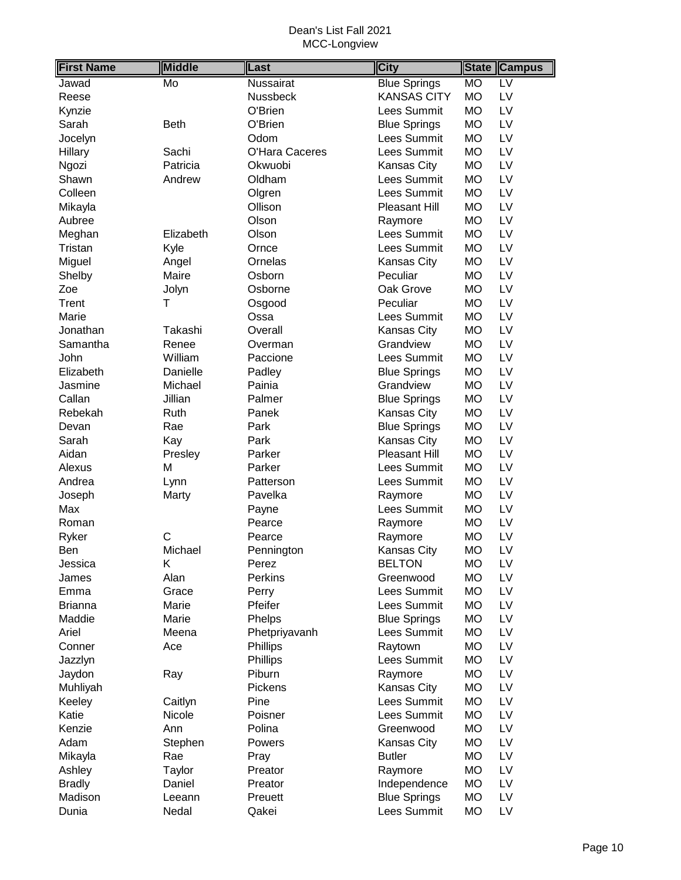Dean's List Fall 2021
MCC-Longview

| First Name | Middle | Last | City | State | Campus |
|---|---|---|---|---|---|
| Jawad | Mo | Nussairat | Blue Springs | MO | LV |
| Reese | | Nussbeck | KANSAS CITY | MO | LV |
| Kynzie | | O'Brien | Lees Summit | MO | LV |
| Sarah | Beth | O'Brien | Blue Springs | MO | LV |
| Jocelyn | | Odom | Lees Summit | MO | LV |
| Hillary | Sachi | O'Hara Caceres | Lees Summit | MO | LV |
| Ngozi | Patricia | Okwuobi | Kansas City | MO | LV |
| Shawn | Andrew | Oldham | Lees Summit | MO | LV |
| Colleen | | Olgren | Lees Summit | MO | LV |
| Mikayla | | Ollison | Pleasant Hill | MO | LV |
| Aubree | | Olson | Raymore | MO | LV |
| Meghan | Elizabeth | Olson | Lees Summit | MO | LV |
| Tristan | Kyle | Ornce | Lees Summit | MO | LV |
| Miguel | Angel | Ornelas | Kansas City | MO | LV |
| Shelby | Maire | Osborn | Peculiar | MO | LV |
| Zoe | Jolyn | Osborne | Oak Grove | MO | LV |
| Trent | T | Osgood | Peculiar | MO | LV |
| Marie | | Ossa | Lees Summit | MO | LV |
| Jonathan | Takashi | Overall | Kansas City | MO | LV |
| Samantha | Renee | Overman | Grandview | MO | LV |
| John | William | Paccione | Lees Summit | MO | LV |
| Elizabeth | Danielle | Padley | Blue Springs | MO | LV |
| Jasmine | Michael | Painia | Grandview | MO | LV |
| Callan | Jillian | Palmer | Blue Springs | MO | LV |
| Rebekah | Ruth | Panek | Kansas City | MO | LV |
| Devan | Rae | Park | Blue Springs | MO | LV |
| Sarah | Kay | Park | Kansas City | MO | LV |
| Aidan | Presley | Parker | Pleasant Hill | MO | LV |
| Alexus | M | Parker | Lees Summit | MO | LV |
| Andrea | Lynn | Patterson | Lees Summit | MO | LV |
| Joseph | Marty | Pavelka | Raymore | MO | LV |
| Max | | Payne | Lees Summit | MO | LV |
| Roman | | Pearce | Raymore | MO | LV |
| Ryker | C | Pearce | Raymore | MO | LV |
| Ben | Michael | Pennington | Kansas City | MO | LV |
| Jessica | K | Perez | BELTON | MO | LV |
| James | Alan | Perkins | Greenwood | MO | LV |
| Emma | Grace | Perry | Lees Summit | MO | LV |
| Brianna | Marie | Pfeifer | Lees Summit | MO | LV |
| Maddie | Marie | Phelps | Blue Springs | MO | LV |
| Ariel | Meena | Phetpriyavanh | Lees Summit | MO | LV |
| Conner | Ace | Phillips | Raytown | MO | LV |
| Jazzlyn | | Phillips | Lees Summit | MO | LV |
| Jaydon | Ray | Piburn | Raymore | MO | LV |
| Muhliyah | | Pickens | Kansas City | MO | LV |
| Keeley | Caitlyn | Pine | Lees Summit | MO | LV |
| Katie | Nicole | Poisner | Lees Summit | MO | LV |
| Kenzie | Ann | Polina | Greenwood | MO | LV |
| Adam | Stephen | Powers | Kansas City | MO | LV |
| Mikayla | Rae | Pray | Butler | MO | LV |
| Ashley | Taylor | Preator | Raymore | MO | LV |
| Bradly | Daniel | Preator | Independence | MO | LV |
| Madison | Leeann | Preuett | Blue Springs | MO | LV |
| Dunia | Nedal | Qakei | Lees Summit | MO | LV |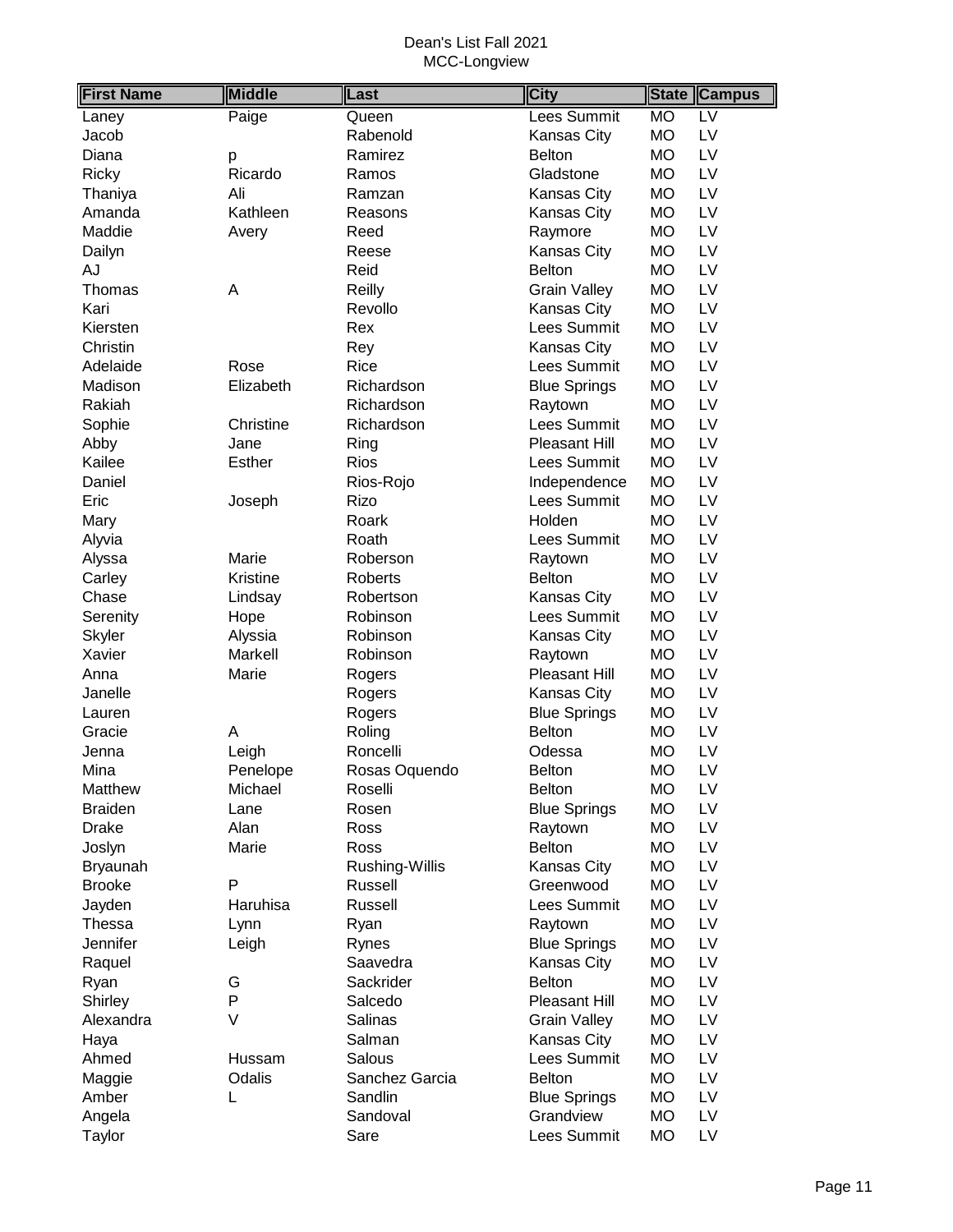Dean's List Fall 2021
MCC-Longview

| First Name | Middle | Last | City | State | Campus |
|---|---|---|---|---|---|
| Laney | Paige | Queen | Lees Summit | MO | LV |
| Jacob | | Rabenold | Kansas City | MO | LV |
| Diana | p | Ramirez | Belton | MO | LV |
| Ricky | Ricardo | Ramos | Gladstone | MO | LV |
| Thaniya | Ali | Ramzan | Kansas City | MO | LV |
| Amanda | Kathleen | Reasons | Kansas City | MO | LV |
| Maddie | Avery | Reed | Raymore | MO | LV |
| Dailyn | | Reese | Kansas City | MO | LV |
| AJ | | Reid | Belton | MO | LV |
| Thomas | A | Reilly | Grain Valley | MO | LV |
| Kari | | Revollo | Kansas City | MO | LV |
| Kiersten | | Rex | Lees Summit | MO | LV |
| Christin | | Rey | Kansas City | MO | LV |
| Adelaide | Rose | Rice | Lees Summit | MO | LV |
| Madison | Elizabeth | Richardson | Blue Springs | MO | LV |
| Rakiah | | Richardson | Raytown | MO | LV |
| Sophie | Christine | Richardson | Lees Summit | MO | LV |
| Abby | Jane | Ring | Pleasant Hill | MO | LV |
| Kailee | Esther | Rios | Lees Summit | MO | LV |
| Daniel | | Rios-Rojo | Independence | MO | LV |
| Eric | Joseph | Rizo | Lees Summit | MO | LV |
| Mary | | Roark | Holden | MO | LV |
| Alyvia | | Roath | Lees Summit | MO | LV |
| Alyssa | Marie | Roberson | Raytown | MO | LV |
| Carley | Kristine | Roberts | Belton | MO | LV |
| Chase | Lindsay | Robertson | Kansas City | MO | LV |
| Serenity | Hope | Robinson | Lees Summit | MO | LV |
| Skyler | Alyssia | Robinson | Kansas City | MO | LV |
| Xavier | Markell | Robinson | Raytown | MO | LV |
| Anna | Marie | Rogers | Pleasant Hill | MO | LV |
| Janelle | | Rogers | Kansas City | MO | LV |
| Lauren | | Rogers | Blue Springs | MO | LV |
| Gracie | A | Roling | Belton | MO | LV |
| Jenna | Leigh | Roncelli | Odessa | MO | LV |
| Mina | Penelope | Rosas Oquendo | Belton | MO | LV |
| Matthew | Michael | Roselli | Belton | MO | LV |
| Braiden | Lane | Rosen | Blue Springs | MO | LV |
| Drake | Alan | Ross | Raytown | MO | LV |
| Joslyn | Marie | Ross | Belton | MO | LV |
| Bryaunah | | Rushing-Willis | Kansas City | MO | LV |
| Brooke | P | Russell | Greenwood | MO | LV |
| Jayden | Haruhisa | Russell | Lees Summit | MO | LV |
| Thessa | Lynn | Ryan | Raytown | MO | LV |
| Jennifer | Leigh | Rynes | Blue Springs | MO | LV |
| Raquel | | Saavedra | Kansas City | MO | LV |
| Ryan | G | Sackrider | Belton | MO | LV |
| Shirley | P | Salcedo | Pleasant Hill | MO | LV |
| Alexandra | V | Salinas | Grain Valley | MO | LV |
| Haya | | Salman | Kansas City | MO | LV |
| Ahmed | Hussam | Salous | Lees Summit | MO | LV |
| Maggie | Odalis | Sanchez Garcia | Belton | MO | LV |
| Amber | L | Sandlin | Blue Springs | MO | LV |
| Angela | | Sandoval | Grandview | MO | LV |
| Taylor | | Sare | Lees Summit | MO | LV |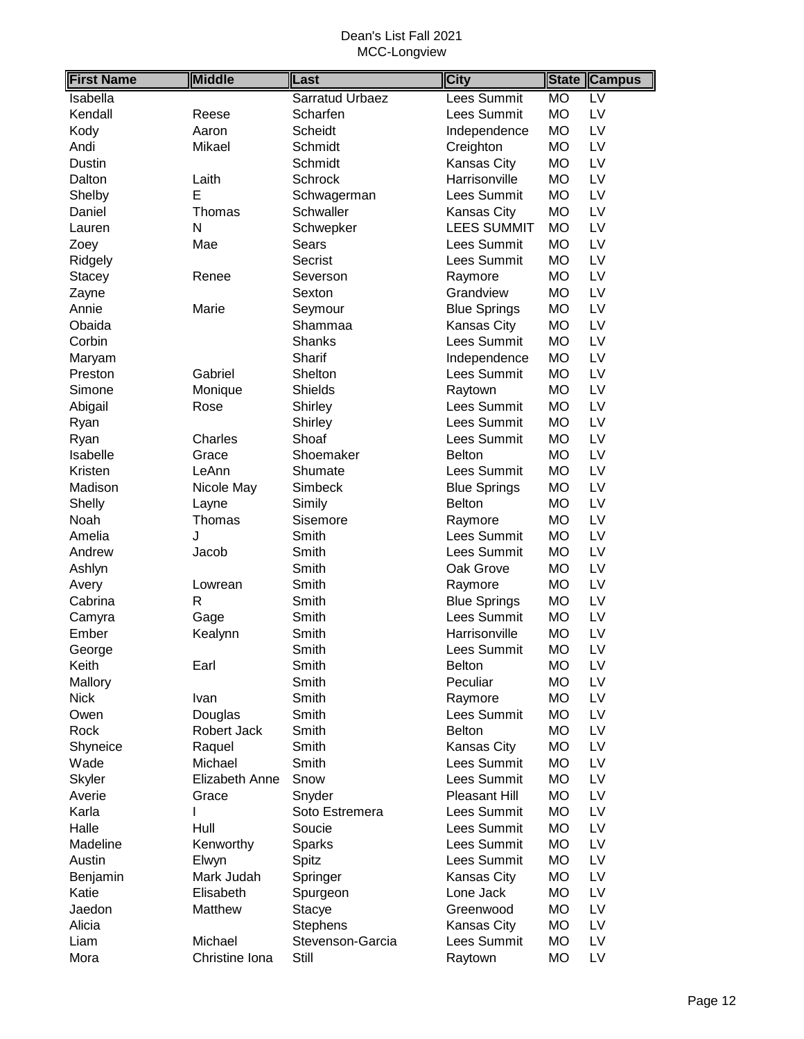Dean's List Fall 2021
MCC-Longview

| First Name | Middle | Last | City | State | Campus |
|---|---|---|---|---|---|
| Isabella | | Sarratud Urbaez | Lees Summit | MO | LV |
| Kendall | Reese | Scharfen | Lees Summit | MO | LV |
| Kody | Aaron | Scheidt | Independence | MO | LV |
| Andi | Mikael | Schmidt | Creighton | MO | LV |
| Dustin | | Schmidt | Kansas City | MO | LV |
| Dalton | Laith | Schrock | Harrisonville | MO | LV |
| Shelby | E | Schwagerman | Lees Summit | MO | LV |
| Daniel | Thomas | Schwaller | Kansas City | MO | LV |
| Lauren | N | Schwepker | LEES SUMMIT | MO | LV |
| Zoey | Mae | Sears | Lees Summit | MO | LV |
| Ridgely | | Secrist | Lees Summit | MO | LV |
| Stacey | Renee | Severson | Raymore | MO | LV |
| Zayne | | Sexton | Grandview | MO | LV |
| Annie | Marie | Seymour | Blue Springs | MO | LV |
| Obaida | | Shammaa | Kansas City | MO | LV |
| Corbin | | Shanks | Lees Summit | MO | LV |
| Maryam | | Sharif | Independence | MO | LV |
| Preston | Gabriel | Shelton | Lees Summit | MO | LV |
| Simone | Monique | Shields | Raytown | MO | LV |
| Abigail | Rose | Shirley | Lees Summit | MO | LV |
| Ryan | | Shirley | Lees Summit | MO | LV |
| Ryan | Charles | Shoaf | Lees Summit | MO | LV |
| Isabelle | Grace | Shoemaker | Belton | MO | LV |
| Kristen | LeAnn | Shumate | Lees Summit | MO | LV |
| Madison | Nicole May | Simbeck | Blue Springs | MO | LV |
| Shelly | Layne | Simily | Belton | MO | LV |
| Noah | Thomas | Sisemore | Raymore | MO | LV |
| Amelia | J | Smith | Lees Summit | MO | LV |
| Andrew | Jacob | Smith | Lees Summit | MO | LV |
| Ashlyn | | Smith | Oak Grove | MO | LV |
| Avery | Lowrean | Smith | Raymore | MO | LV |
| Cabrina | R | Smith | Blue Springs | MO | LV |
| Camyra | Gage | Smith | Lees Summit | MO | LV |
| Ember | Kealynn | Smith | Harrisonville | MO | LV |
| George | | Smith | Lees Summit | MO | LV |
| Keith | Earl | Smith | Belton | MO | LV |
| Mallory | | Smith | Peculiar | MO | LV |
| Nick | Ivan | Smith | Raymore | MO | LV |
| Owen | Douglas | Smith | Lees Summit | MO | LV |
| Rock | Robert Jack | Smith | Belton | MO | LV |
| Shyneice | Raquel | Smith | Kansas City | MO | LV |
| Wade | Michael | Smith | Lees Summit | MO | LV |
| Skyler | Elizabeth Anne | Snow | Lees Summit | MO | LV |
| Averie | Grace | Snyder | Pleasant Hill | MO | LV |
| Karla | I | Soto Estremera | Lees Summit | MO | LV |
| Halle | Hull | Soucie | Lees Summit | MO | LV |
| Madeline | Kenworthy | Sparks | Lees Summit | MO | LV |
| Austin | Elwyn | Spitz | Lees Summit | MO | LV |
| Benjamin | Mark Judah | Springer | Kansas City | MO | LV |
| Katie | Elisabeth | Spurgeon | Lone Jack | MO | LV |
| Jaedon | Matthew | Stacye | Greenwood | MO | LV |
| Alicia | | Stephens | Kansas City | MO | LV |
| Liam | Michael | Stevenson-Garcia | Lees Summit | MO | LV |
| Mora | Christine Iona | Still | Raytown | MO | LV |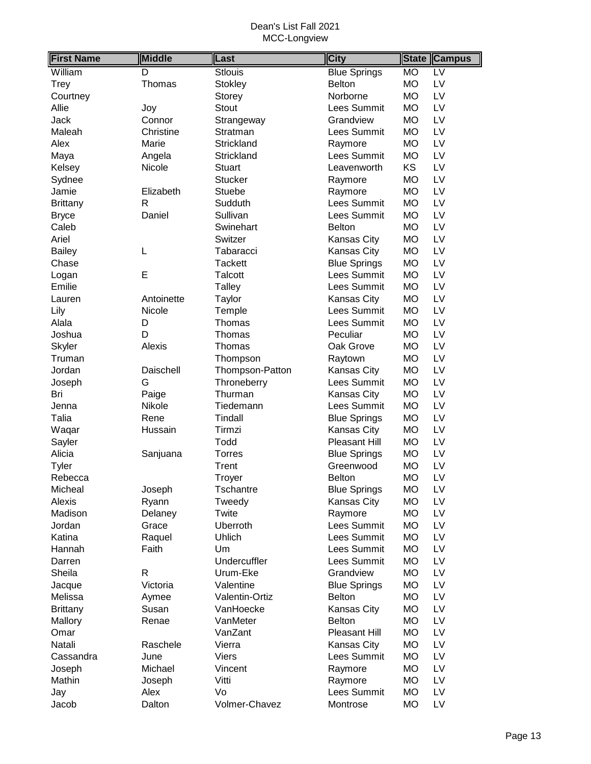Dean's List Fall 2021
MCC-Longview

| First Name | Middle | Last | City | State | Campus |
|---|---|---|---|---|---|
| William | D | Stlouis | Blue Springs | MO | LV |
| Trey | Thomas | Stokley | Belton | MO | LV |
| Courtney | | Storey | Norborne | MO | LV |
| Allie | Joy | Stout | Lees Summit | MO | LV |
| Jack | Connor | Strangeway | Grandview | MO | LV |
| Maleah | Christine | Stratman | Lees Summit | MO | LV |
| Alex | Marie | Strickland | Raymore | MO | LV |
| Maya | Angela | Strickland | Lees Summit | MO | LV |
| Kelsey | Nicole | Stuart | Leavenworth | KS | LV |
| Sydnee | | Stucker | Raymore | MO | LV |
| Jamie | Elizabeth | Stuebe | Raymore | MO | LV |
| Brittany | R | Sudduth | Lees Summit | MO | LV |
| Bryce | Daniel | Sullivan | Lees Summit | MO | LV |
| Caleb | | Swinehart | Belton | MO | LV |
| Ariel | | Switzer | Kansas City | MO | LV |
| Bailey | L | Tabaracci | Kansas City | MO | LV |
| Chase | | Tackett | Blue Springs | MO | LV |
| Logan | E | Talcott | Lees Summit | MO | LV |
| Emilie | | Talley | Lees Summit | MO | LV |
| Lauren | Antoinette | Taylor | Kansas City | MO | LV |
| Lily | Nicole | Temple | Lees Summit | MO | LV |
| Alala | D | Thomas | Lees Summit | MO | LV |
| Joshua | D | Thomas | Peculiar | MO | LV |
| Skyler | Alexis | Thomas | Oak Grove | MO | LV |
| Truman | | Thompson | Raytown | MO | LV |
| Jordan | Daischell | Thompson-Patton | Kansas City | MO | LV |
| Joseph | G | Throneberry | Lees Summit | MO | LV |
| Bri | Paige | Thurman | Kansas City | MO | LV |
| Jenna | Nikole | Tiedemann | Lees Summit | MO | LV |
| Talia | Rene | Tindall | Blue Springs | MO | LV |
| Waqar | Hussain | Tirmzi | Kansas City | MO | LV |
| Sayler | | Todd | Pleasant Hill | MO | LV |
| Alicia | Sanjuana | Torres | Blue Springs | MO | LV |
| Tyler | | Trent | Greenwood | MO | LV |
| Rebecca | | Troyer | Belton | MO | LV |
| Micheal | Joseph | Tschantre | Blue Springs | MO | LV |
| Alexis | Ryann | Tweedy | Kansas City | MO | LV |
| Madison | Delaney | Twite | Raymore | MO | LV |
| Jordan | Grace | Uberroth | Lees Summit | MO | LV |
| Katina | Raquel | Uhlich | Lees Summit | MO | LV |
| Hannah | Faith | Um | Lees Summit | MO | LV |
| Darren | | Undercuffler | Lees Summit | MO | LV |
| Sheila | R | Urum-Eke | Grandview | MO | LV |
| Jacque | Victoria | Valentine | Blue Springs | MO | LV |
| Melissa | Aymee | Valentin-Ortiz | Belton | MO | LV |
| Brittany | Susan | VanHoecke | Kansas City | MO | LV |
| Mallory | Renae | VanMeter | Belton | MO | LV |
| Omar | | VanZant | Pleasant Hill | MO | LV |
| Natali | Raschele | Vierra | Kansas City | MO | LV |
| Cassandra | June | Viers | Lees Summit | MO | LV |
| Joseph | Michael | Vincent | Raymore | MO | LV |
| Mathin | Joseph | Vitti | Raymore | MO | LV |
| Jay | Alex | Vo | Lees Summit | MO | LV |
| Jacob | Dalton | Volmer-Chavez | Montrose | MO | LV |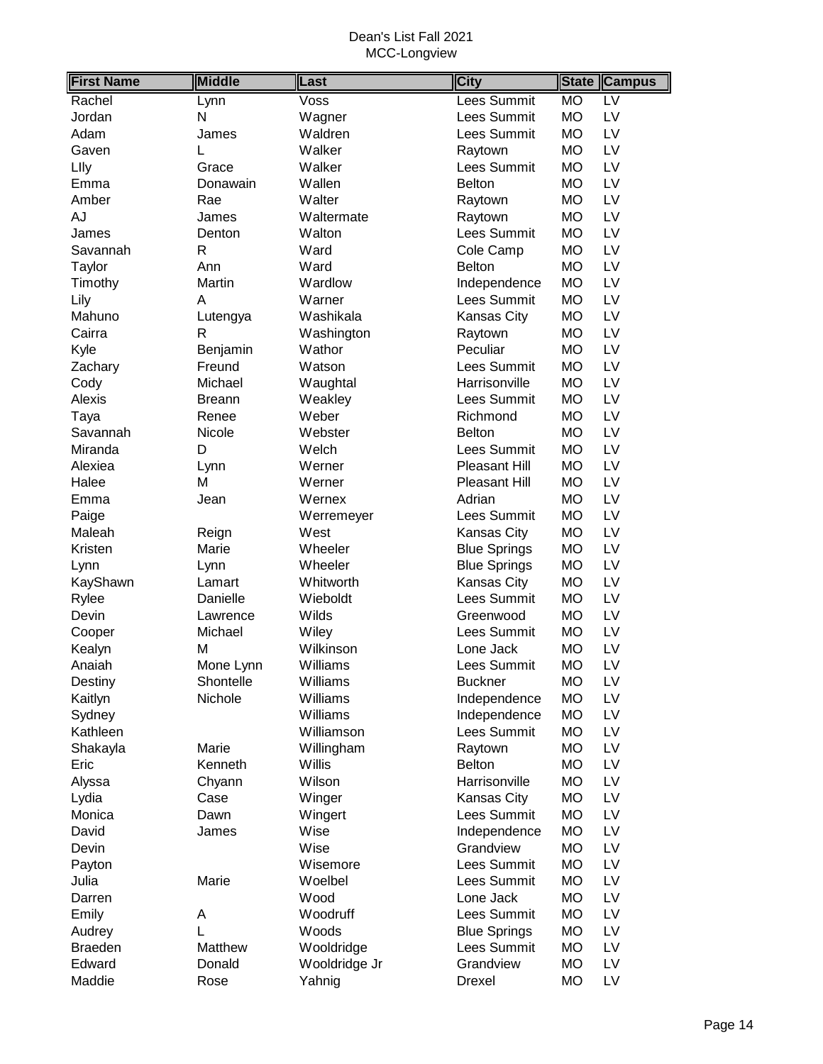Dean's List Fall 2021
MCC-Longview

| First Name | Middle | Last | City | State | Campus |
|---|---|---|---|---|---|
| Rachel | Lynn | Voss | Lees Summit | MO | LV |
| Jordan | N | Wagner | Lees Summit | MO | LV |
| Adam | James | Waldren | Lees Summit | MO | LV |
| Gaven | L | Walker | Raytown | MO | LV |
| LIly | Grace | Walker | Lees Summit | MO | LV |
| Emma | Donawain | Wallen | Belton | MO | LV |
| Amber | Rae | Walter | Raytown | MO | LV |
| AJ | James | Waltermate | Raytown | MO | LV |
| James | Denton | Walton | Lees Summit | MO | LV |
| Savannah | R | Ward | Cole Camp | MO | LV |
| Taylor | Ann | Ward | Belton | MO | LV |
| Timothy | Martin | Wardlow | Independence | MO | LV |
| Lily | A | Warner | Lees Summit | MO | LV |
| Mahuno | Lutengya | Washikala | Kansas City | MO | LV |
| Cairra | R | Washington | Raytown | MO | LV |
| Kyle | Benjamin | Wathor | Peculiar | MO | LV |
| Zachary | Freund | Watson | Lees Summit | MO | LV |
| Cody | Michael | Waughtal | Harrisonville | MO | LV |
| Alexis | Breann | Weakley | Lees Summit | MO | LV |
| Taya | Renee | Weber | Richmond | MO | LV |
| Savannah | Nicole | Webster | Belton | MO | LV |
| Miranda | D | Welch | Lees Summit | MO | LV |
| Alexiea | Lynn | Werner | Pleasant Hill | MO | LV |
| Halee | M | Werner | Pleasant Hill | MO | LV |
| Emma | Jean | Wernex | Adrian | MO | LV |
| Paige | | Werremeyer | Lees Summit | MO | LV |
| Maleah | Reign | West | Kansas City | MO | LV |
| Kristen | Marie | Wheeler | Blue Springs | MO | LV |
| Lynn | Lynn | Wheeler | Blue Springs | MO | LV |
| KayShawn | Lamart | Whitworth | Kansas City | MO | LV |
| Rylee | Danielle | Wieboldt | Lees Summit | MO | LV |
| Devin | Lawrence | Wilds | Greenwood | MO | LV |
| Cooper | Michael | Wiley | Lees Summit | MO | LV |
| Kealyn | M | Wilkinson | Lone Jack | MO | LV |
| Anaiah | Mone Lynn | Williams | Lees Summit | MO | LV |
| Destiny | Shontelle | Williams | Buckner | MO | LV |
| Kaitlyn | Nichole | Williams | Independence | MO | LV |
| Sydney | | Williams | Independence | MO | LV |
| Kathleen | | Williamson | Lees Summit | MO | LV |
| Shakayla | Marie | Willingham | Raytown | MO | LV |
| Eric | Kenneth | Willis | Belton | MO | LV |
| Alyssa | Chyann | Wilson | Harrisonville | MO | LV |
| Lydia | Case | Winger | Kansas City | MO | LV |
| Monica | Dawn | Wingert | Lees Summit | MO | LV |
| David | James | Wise | Independence | MO | LV |
| Devin | | Wise | Grandview | MO | LV |
| Payton | | Wisemore | Lees Summit | MO | LV |
| Julia | Marie | Woelbel | Lees Summit | MO | LV |
| Darren | | Wood | Lone Jack | MO | LV |
| Emily | A | Woodruff | Lees Summit | MO | LV |
| Audrey | L | Woods | Blue Springs | MO | LV |
| Braeden | Matthew | Wooldridge | Lees Summit | MO | LV |
| Edward | Donald | Wooldridge Jr | Grandview | MO | LV |
| Maddie | Rose | Yahnig | Drexel | MO | LV |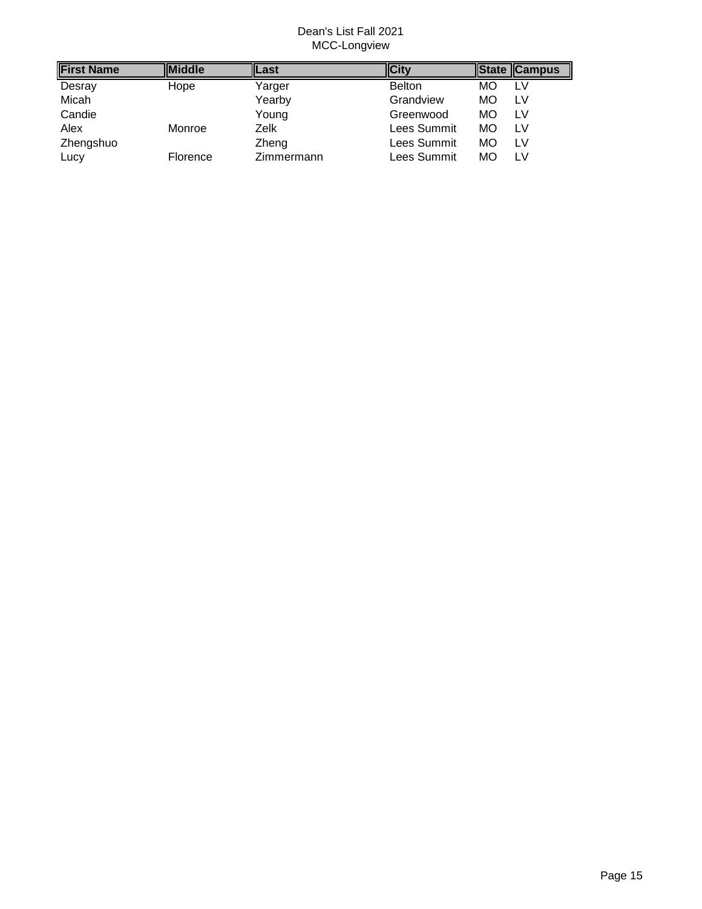Dean's List Fall 2021
MCC-Longview

| First Name | Middle | Last | City | State | Campus |
|---|---|---|---|---|---|
| Desray | Hope | Yarger | Belton | MO | LV |
| Micah | | Yearby | Grandview | MO | LV |
| Candie | | Young | Greenwood | MO | LV |
| Alex | Monroe | Zelk | Lees Summit | MO | LV |
| Zhengshuo | | Zheng | Lees Summit | MO | LV |
| Lucy | Florence | Zimmermann | Lees Summit | MO | LV |